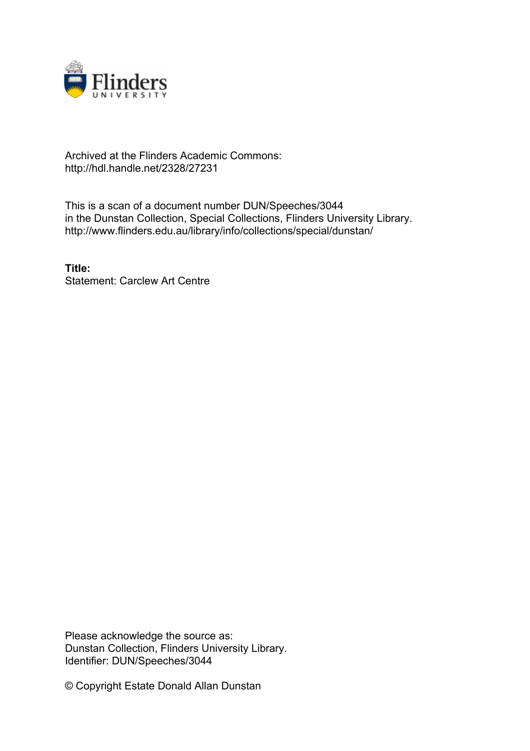Archived at the Flinders Academic Commons:
http://hdl.handle.net/2328/27231

This is a scan of a document number DUN/Speeches/3044
in the Dunstan Collection, Special Collections, Flinders University Library.
http://www.flinders.edu.au/library/info/collections/special/dunstan/

**Title:**
Statement: Carclew Art Centre

Please acknowledge the source as:
Dunstan Collection, Flinders University Library.
Identifier: DUN/Speeches/3044

© Copyright Estate Donald Allan Dunstan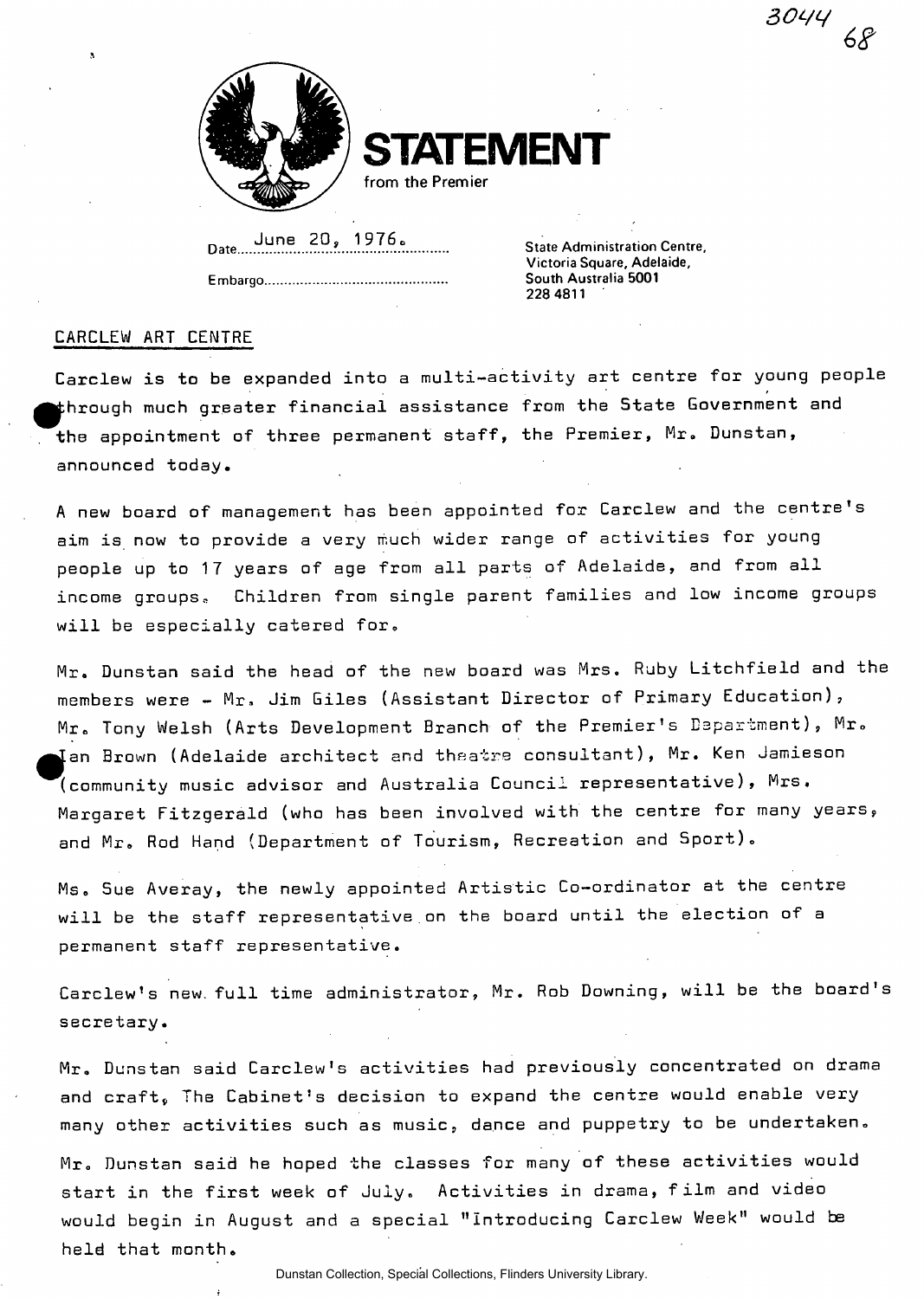3044 68

# STATEMENT

from the Premier

Date June 20, 1976.

Embargo..........................................

State Administration Centre,
Victoria Square, Adelaide,
South Australia 5001
228 4811

## CARCLEW ART CENTRE

Carclew is to be expanded into a multi-activity art centre for young people through much greater financial assistance from the State Government and the appointment of three permanent staff, the Premier, Mr. Dunstan, announced today.

A new board of management has been appointed for Carclew and the centre's aim is now to provide a very much wider range of activities for young people up to 17 years of age from all parts of Adelaide, and from all income groups. Children from single parent families and low income groups will be especially catered for.

Mr. Dunstan said the head of the new board was Mrs. Ruby Litchfield and the members were - Mr. Jim Giles (Assistant Director of Primary Education), Mr. Tony Welsh (Arts Development Branch of the Premier's Department), Mr. Ian Brown (Adelaide architect and theatre consultant), Mr. Ken Jamieson (community music advisor and Australia Council representative), Mrs. Margaret Fitzgerald (who has been involved with the centre for many years, and Mr. Rod Hand (Department of Tourism, Recreation and Sport).

Ms. Sue Averay, the newly appointed Artistic Co-ordinator at the centre will be the staff representative on the board until the election of a permanent staff representative.

Carclew's new full time administrator, Mr. Rob Downing, will be the board's secretary.

Mr. Dunstan said Carclew's activities had previously concentrated on drama and craft, The Cabinet's decision to expand the centre would enable very many other activities such as music, dance and puppetry to be undertaken.

Mr. Dunstan said he hoped the classes for many of these activities would start in the first week of July. Activities in drama, film and video would begin in August and a special "Introducing Carclew Week" would be held that month.

Dunstan Collection, Special Collections, Flinders University Library.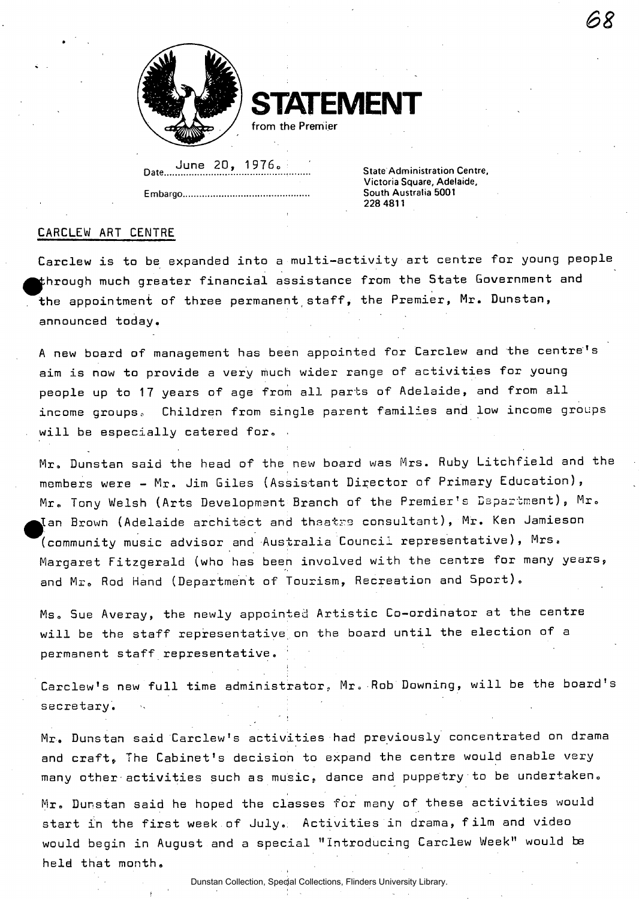# STATEMENT

from the Premier

Date June 20, 1976.

Embargo.............................................

State Administration Centre,
Victoria Square, Adelaide,
South Australia 5001
228 4811

## CARCLEW ART CENTRE

Carclew is to be expanded into a multi-activity art centre for young people through much greater financial assistance from the State Government and the appointment of three permanent staff, the Premier, Mr. Dunstan, announced today.

A new board of management has been appointed for Carclew and the centre's aim is now to provide a very much wider range of activities for young people up to 17 years of age from all parts of Adelaide, and from all income groups. Children from single parent families and low income groups will be especially catered for.

Mr. Dunstan said the head of the new board was Mrs. Ruby Litchfield and the members were - Mr. Jim Giles (Assistant Director of Primary Education), Mr. Tony Welsh (Arts Development Branch of the Premier's Department), Mr. Ian Brown (Adelaide architect and theatre consultant), Mr. Ken Jamieson (community music advisor and Australia Council representative), Mrs. Margaret Fitzgerald (who has been involved with the centre for many years, and Mr. Rod Hand (Department of Tourism, Recreation and Sport).

Ms. Sue Averay, the newly appointed Artistic Co-ordinator at the centre will be the staff representative on the board until the election of a permanent staff representative.

Carclew's new full time administrator, Mr. Rob Downing, will be the board's secretary.

Mr. Dunstan said Carclew's activities had previously concentrated on drama and craft, The Cabinet's decision to expand the centre would enable very many other activities such as music, dance and puppetry to be undertaken.

Mr. Dunstan said he hoped the classes for many of these activities would start in the first week of July. Activities in drama, film and video would begin in August and a special "Introducing Carclew Week" would be held that month.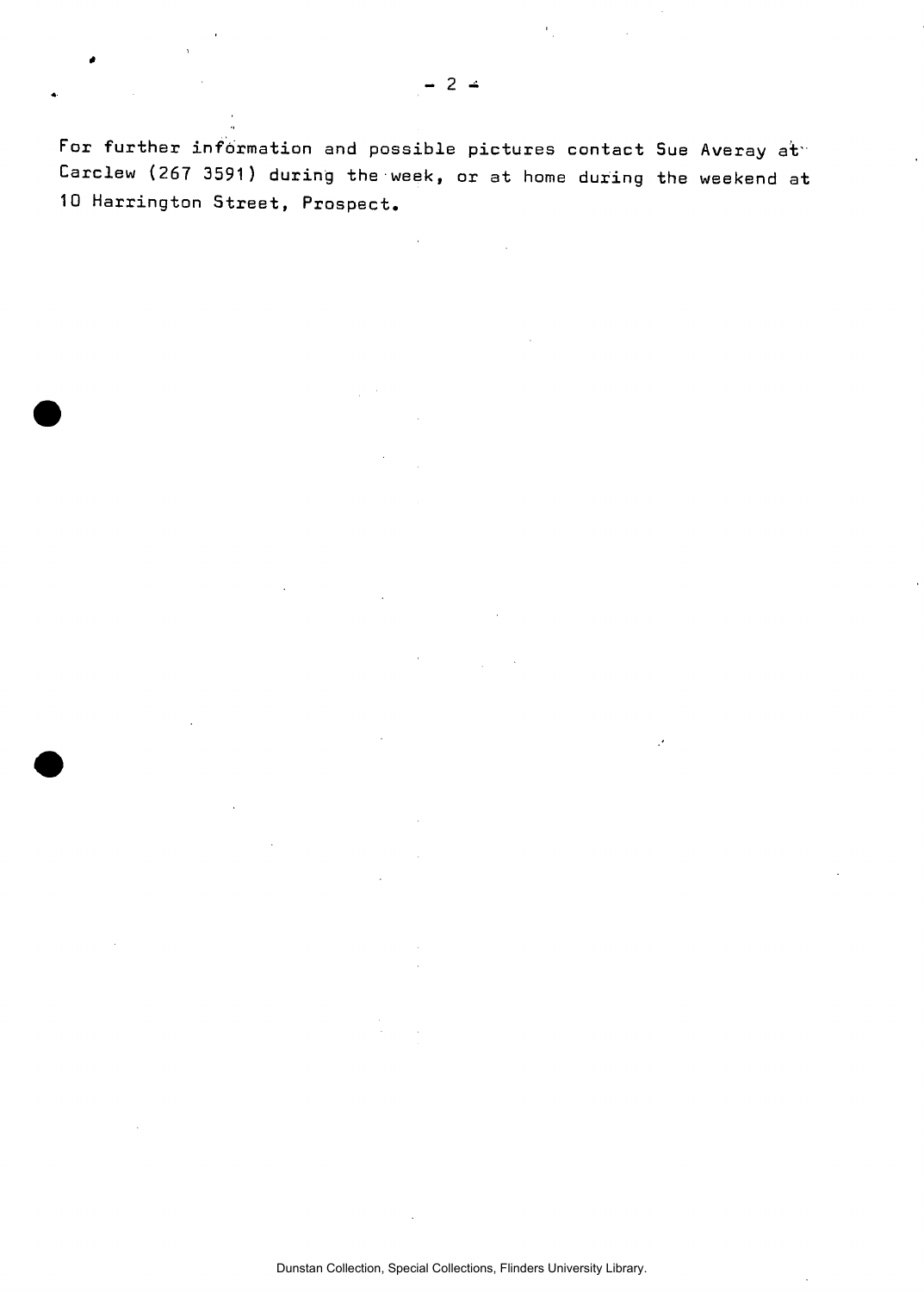For further information and possible pictures contact Sue Averay at Carclew (267 3591) during the week, or at home during the weekend at 10 Harrington Street, Prospect.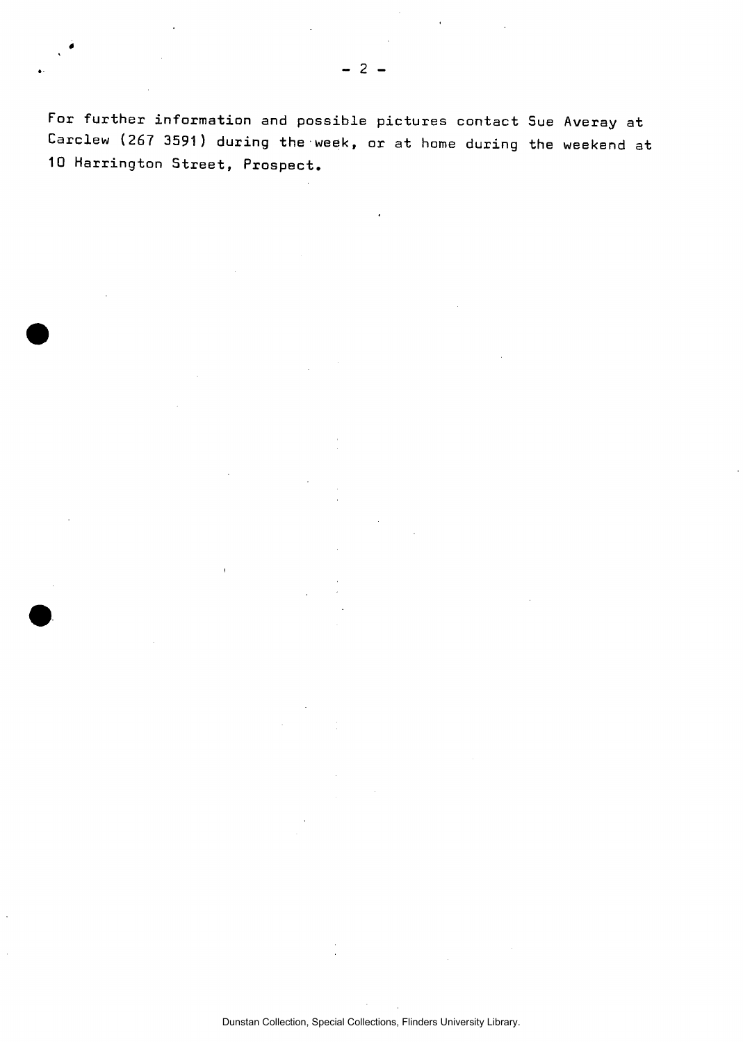For further information and possible pictures contact Sue Averay at Carclew (267 3591) during the week, or at home during the weekend at 10 Harrington Street, Prospect.

Dunstan Collection, Special Collections, Flinders University Library.